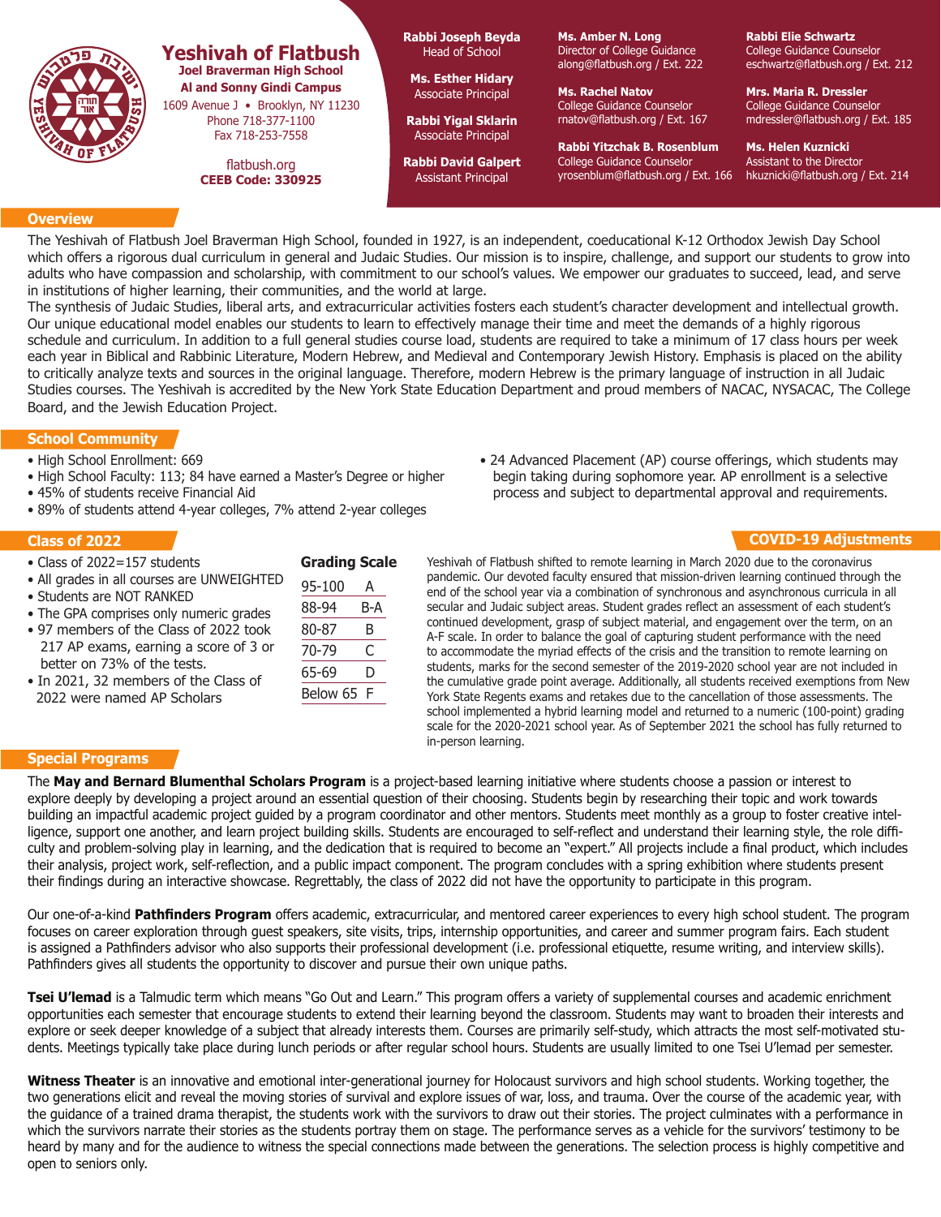# Yeshivah of Flatbush

**Joel Braverman High School**
**Al and Sonny Gindi Campus**

1609 Avenue J • Brooklyn, NY 11230
Phone 718-377-1100
Fax 718-253-7558

flatbush.org
**CEEB Code: 330925**

**Rabbi Joseph Beyda**
Head of School

**Ms. Esther Hidary**
Associate Principal

**Rabbi Yigal Sklarin**
Associate Principal

**Rabbi David Galpert**
Assistant Principal

**Ms. Amber N. Long**
Director of College Guidance
along@flatbush.org / Ext. 222

**Ms. Rachel Natov**
College Guidance Counselor
rnatov@flatbush.org / Ext. 167

**Rabbi Yitzchak B. Rosenblum**
College Guidance Counselor
yrosenblum@flatbush.org / Ext. 166

**Rabbi Elie Schwartz**
College Guidance Counselor
eschwartz@flatbush.org / Ext. 212

**Mrs. Maria R. Dressler**
College Guidance Counselor
mdressler@flatbush.org / Ext. 185

**Ms. Helen Kuznicki**
Assistant to the Director
hkuznicki@flatbush.org / Ext. 214

## Overview

The Yeshivah of Flatbush Joel Braverman High School, founded in 1927, is an independent, coeducational K-12 Orthodox Jewish Day School which offers a rigorous dual curriculum in general and Judaic Studies. Our mission is to inspire, challenge, and support our students to grow into adults who have compassion and scholarship, with commitment to our school's values. We empower our graduates to succeed, lead, and serve in institutions of higher learning, their communities, and the world at large.
The synthesis of Judaic Studies, liberal arts, and extracurricular activities fosters each student's character development and intellectual growth. Our unique educational model enables our students to learn to effectively manage their time and meet the demands of a highly rigorous schedule and curriculum. In addition to a full general studies course load, students are required to take a minimum of 17 class hours per week each year in Biblical and Rabbinic Literature, Modern Hebrew, and Medieval and Contemporary Jewish History. Emphasis is placed on the ability to critically analyze texts and sources in the original language. Therefore, modern Hebrew is the primary language of instruction in all Judaic Studies courses. The Yeshivah is accredited by the New York State Education Department and proud members of NACAC, NYSACAC, The College Board, and the Jewish Education Project.

## School Community

- High School Enrollment: 669
- High School Faculty: 113; 84 have earned a Master's Degree or higher
- 45% of students receive Financial Aid
- 89% of students attend 4-year colleges, 7% attend 2-year colleges
- 24 Advanced Placement (AP) course offerings, which students may begin taking during sophomore year. AP enrollment is a selective process and subject to departmental approval and requirements.

## Class of 2022

- Class of 2022=157 students
- All grades in all courses are UNWEIGHTED
- Students are NOT RANKED
- The GPA comprises only numeric grades
- 97 members of the Class of 2022 took 217 AP exams, earning a score of 3 or better on 73% of the tests.
- In 2021, 32 members of the Class of 2022 were named AP Scholars

**Grading Scale**

| | |
|---|---|
| 95-100 | A |
| 88-94 | B-A |
| 80-87 | B |
| 70-79 | C |
| 65-69 | D |
| Below 65 | F |

## COVID-19 Adjustments

Yeshivah of Flatbush shifted to remote learning in March 2020 due to the coronavirus pandemic. Our devoted faculty ensured that mission-driven learning continued through the end of the school year via a combination of synchronous and asynchronous curricula in all secular and Judaic subject areas. Student grades reflect an assessment of each student's continued development, grasp of subject material, and engagement over the term, on an A-F scale. In order to balance the goal of capturing student performance with the need to accommodate the myriad effects of the crisis and the transition to remote learning on students, marks for the second semester of the 2019-2020 school year are not included in the cumulative grade point average. Additionally, all students received exemptions from New York State Regents exams and retakes due to the cancellation of those assessments. The school implemented a hybrid learning model and returned to a numeric (100-point) grading scale for the 2020-2021 school year. As of September 2021 the school has fully returned to in-person learning.

## Special Programs

The **May and Bernard Blumenthal Scholars Program** is a project-based learning initiative where students choose a passion or interest to explore deeply by developing a project around an essential question of their choosing. Students begin by researching their topic and work towards building an impactful academic project guided by a program coordinator and other mentors. Students meet monthly as a group to foster creative intelligence, support one another, and learn project building skills. Students are encouraged to self-reflect and understand their learning style, the role difficulty and problem-solving play in learning, and the dedication that is required to become an "expert." All projects include a final product, which includes their analysis, project work, self-reflection, and a public impact component. The program concludes with a spring exhibition where students present their findings during an interactive showcase. Regrettably, the class of 2022 did not have the opportunity to participate in this program.

Our one-of-a-kind **Pathfinders Program** offers academic, extracurricular, and mentored career experiences to every high school student. The program focuses on career exploration through guest speakers, site visits, trips, internship opportunities, and career and summer program fairs. Each student is assigned a Pathfinders advisor who also supports their professional development (i.e. professional etiquette, resume writing, and interview skills). Pathfinders gives all students the opportunity to discover and pursue their own unique paths.

**Tsei U'lemad** is a Talmudic term which means "Go Out and Learn." This program offers a variety of supplemental courses and academic enrichment opportunities each semester that encourage students to extend their learning beyond the classroom. Students may want to broaden their interests and explore or seek deeper knowledge of a subject that already interests them. Courses are primarily self-study, which attracts the most self-motivated students. Meetings typically take place during lunch periods or after regular school hours. Students are usually limited to one Tsei U'lemad per semester.

**Witness Theater** is an innovative and emotional inter-generational journey for Holocaust survivors and high school students. Working together, the two generations elicit and reveal the moving stories of survival and explore issues of war, loss, and trauma. Over the course of the academic year, with the guidance of a trained drama therapist, the students work with the survivors to draw out their stories. The project culminates with a performance in which the survivors narrate their stories as the students portray them on stage. The performance serves as a vehicle for the survivors' testimony to be heard by many and for the audience to witness the special connections made between the generations. The selection process is highly competitive and open to seniors only.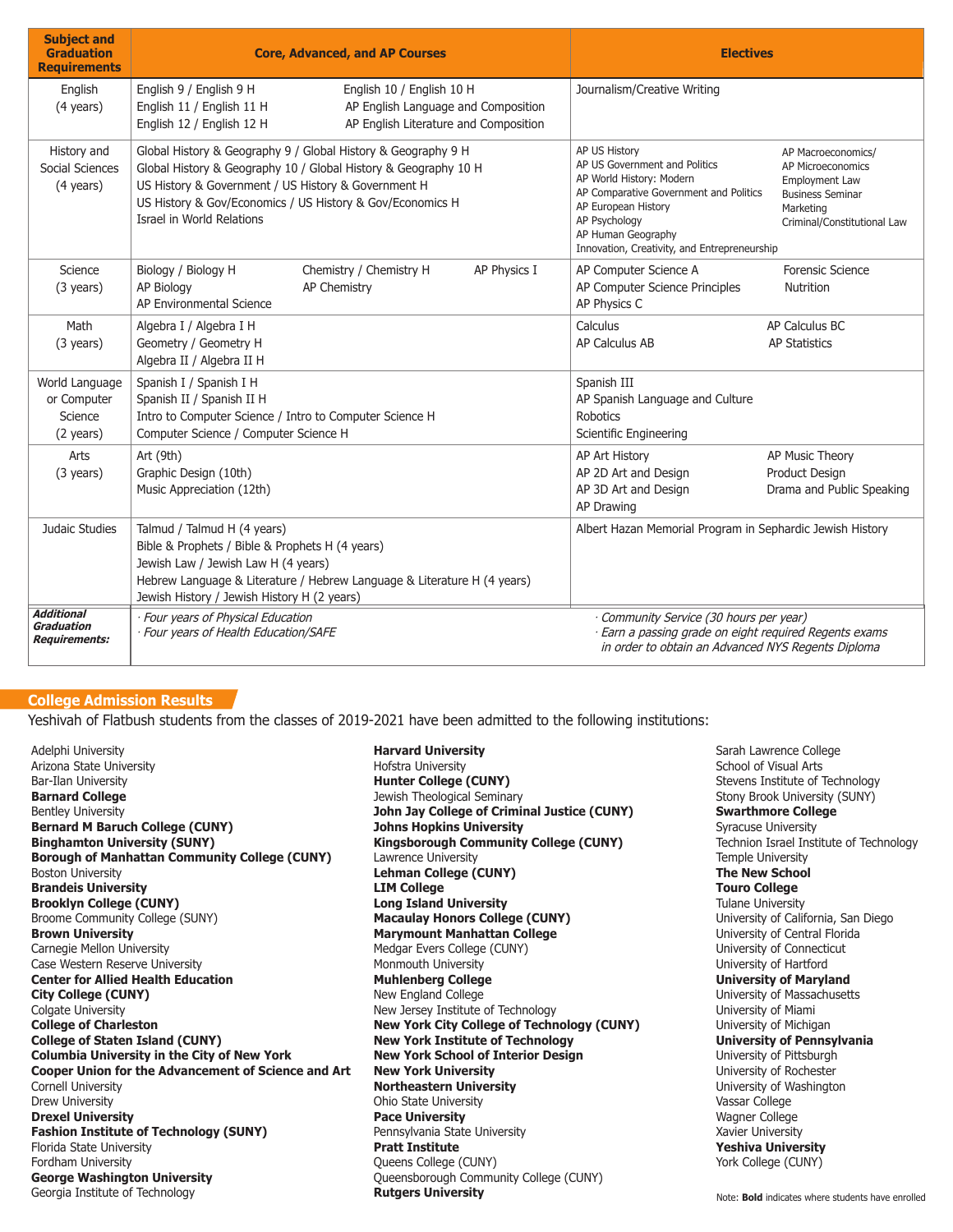| Subject and Graduation Requirements | Core, Advanced, and AP Courses | Electives |
|---|---|---|
| English (4 years) | English 9 / English 9 H<br>English 10 / English 10 H<br>English 11 / English 11 H<br>AP English Language and Composition<br>English 12 / English 12 H<br>AP English Literature and Composition | Journalism/Creative Writing |
| History and Social Sciences (4 years) | Global History & Geography 9 / Global History & Geography 9 H<br>Global History & Geography 10 / Global History & Geography 10 H<br>US History & Government / US History & Government H<br>US History & Gov/Economics / US History & Gov/Economics H<br>Israel in World Relations | AP US History<br>AP US Government and Politics<br>AP World History: Modern<br>AP Comparative Government and Politics<br>AP European History<br>AP Psychology<br>AP Human Geography<br>Innovation, Creativity, and Entrepreneurship<br>AP Macroeconomics/<br>AP Microeconomics<br>Employment Law<br>Business Seminar<br>Marketing<br>Criminal/Constitutional Law |
| Science (3 years) | Biology / Biology H<br>Chemistry / Chemistry H<br>AP Physics I<br>AP Biology<br>AP Chemistry<br>AP Environmental Science | AP Computer Science A<br>AP Computer Science Principles<br>AP Physics C<br>Forensic Science<br>Nutrition |
| Math (3 years) | Algebra I / Algebra I H<br>Geometry / Geometry H<br>Algebra II / Algebra II H | Calculus<br>AP Calculus AB<br>AP Calculus BC<br>AP Statistics |
| World Language or Computer Science (2 years) | Spanish I / Spanish I H<br>Spanish II / Spanish II H<br>Intro to Computer Science / Intro to Computer Science H<br>Computer Science / Computer Science H | Spanish III<br>AP Spanish Language and Culture<br>Robotics<br>Scientific Engineering |
| Arts (3 years) | Art (9th)<br>Graphic Design (10th)<br>Music Appreciation (12th) | AP Art History<br>AP 2D Art and Design<br>AP 3D Art and Design<br>AP Drawing<br>AP Music Theory<br>Product Design<br>Drama and Public Speaking |
| Judaic Studies | Talmud / Talmud H (4 years)<br>Bible & Prophets / Bible & Prophets H (4 years)<br>Jewish Law / Jewish Law H (4 years)<br>Hebrew Language & Literature / Hebrew Language & Literature H (4 years)<br>Jewish History / Jewish History H (2 years) | Albert Hazan Memorial Program in Sephardic Jewish History |
| ***Additional Graduation Requirements:*** | *· Four years of Physical Education*<br>*· Four years of Health Education/SAFE* | *· Community Service (30 hours per year)*<br>*· Earn a passing grade on eight required Regents exams in order to obtain an Advanced NYS Regents Diploma* |

## College Admission Results

Yeshivah of Flatbush students from the classes of 2019-2021 have been admitted to the following institutions:

Adelphi University
Arizona State University
Bar-Ilan University
**Barnard College**
Bentley University
**Bernard M Baruch College (CUNY)**
**Binghamton University (SUNY)**
**Borough of Manhattan Community College (CUNY)**
Boston University
**Brandeis University**
**Brooklyn College (CUNY)**
Broome Community College (SUNY)
**Brown University**
Carnegie Mellon University
Case Western Reserve University
**Center for Allied Health Education**
**City College (CUNY)**
Colgate University
**College of Charleston**
**College of Staten Island (CUNY)**
**Columbia University in the City of New York**
**Cooper Union for the Advancement of Science and Art**
Cornell University
Drew University
**Drexel University**
**Fashion Institute of Technology (SUNY)**
Florida State University
Fordham University
**George Washington University**
Georgia Institute of Technology
**Harvard University**
Hofstra University
**Hunter College (CUNY)**
Jewish Theological Seminary
**John Jay College of Criminal Justice (CUNY)**
**Johns Hopkins University**
**Kingsborough Community College (CUNY)**
Lawrence University
**Lehman College (CUNY)**
**LIM College**
**Long Island University**
**Macaulay Honors College (CUNY)**
**Marymount Manhattan College**
Medgar Evers College (CUNY)
Monmouth University
**Muhlenberg College**
New England College
New Jersey Institute of Technology
**New York City College of Technology (CUNY)**
**New York Institute of Technology**
**New York School of Interior Design**
**New York University**
**Northeastern University**
Ohio State University
**Pace University**
Pennsylvania State University
**Pratt Institute**
Queens College (CUNY)
Queensborough Community College (CUNY)
**Rutgers University**
Sarah Lawrence College
School of Visual Arts
Stevens Institute of Technology
Stony Brook University (SUNY)
**Swarthmore College**
Syracuse University
Technion Israel Institute of Technology
Temple University
**The New School**
**Touro College**
Tulane University
University of California, San Diego
University of Central Florida
University of Connecticut
University of Hartford
**University of Maryland**
University of Massachusetts
University of Miami
University of Michigan
**University of Pennsylvania**
University of Pittsburgh
University of Rochester
University of Washington
Vassar College
Wagner College
Xavier University
**Yeshiva University**
York College (CUNY)

Note: **Bold** indicates where students have enrolled